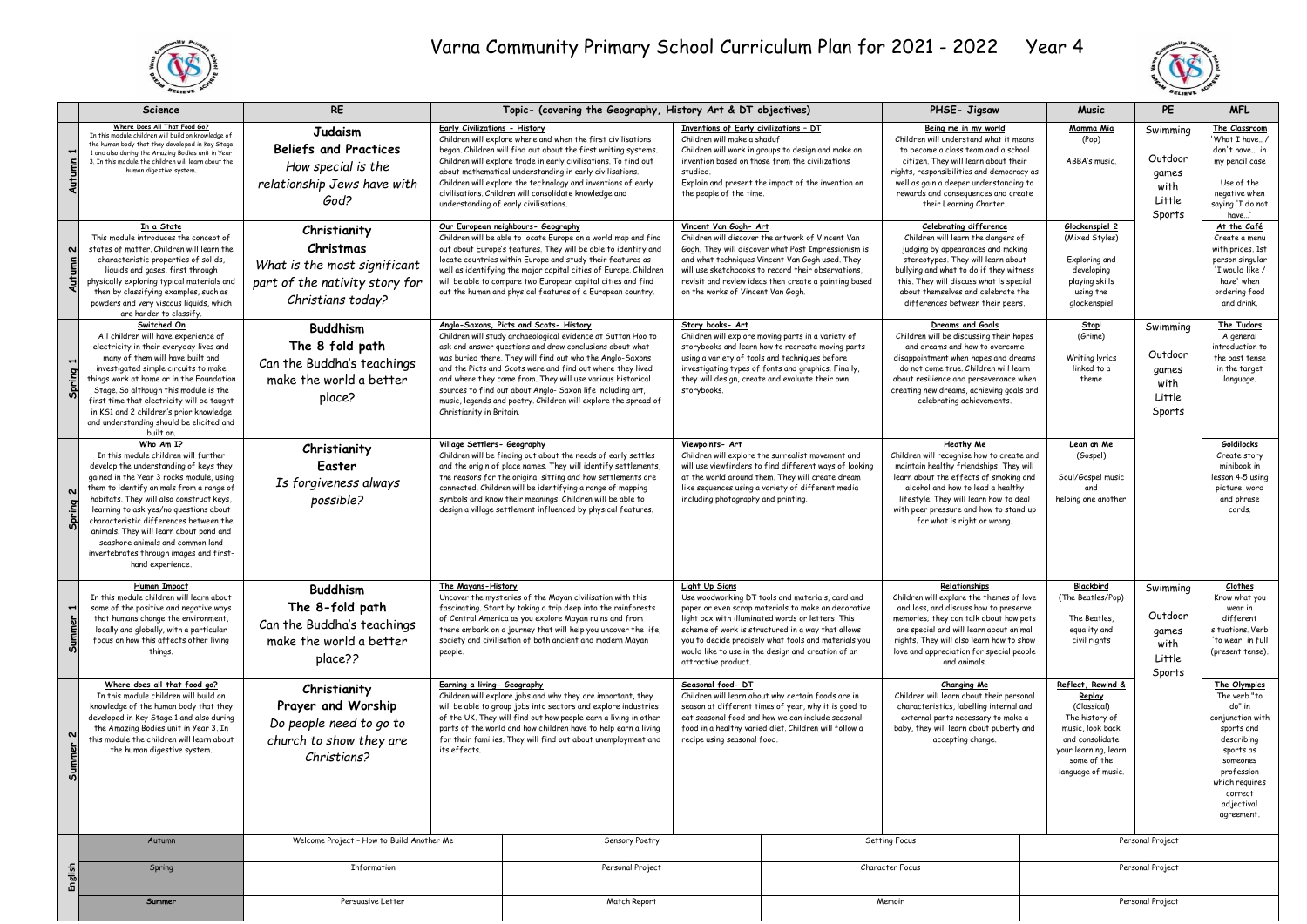# Varna Community Primary School Curriculum Plan for 2021 - 2022 Year 4

| | Science | RE | Topic- (covering the Geography, History Art & DT objectives) | | PHSE- Jigsaw | Music | PE | MFL |
|---|---|---|---|---|---|---|---|---|
| Autumn 1 | **Where Does All That Food Go?** In this module children will build on knowledge of the human body that they developed in Key Stage 1 and also during the Amazing Bodies unit in Year 3. In this module the children will learn about the human digestive system. | **Judaism** **Beliefs and Practices** *How special is the relationship Jews have with God?* | **Early Civilizations - History** Children will explore where and when the first civilisations began. Children will find out about the first writing systems. Children will explore trade in early civilisations. To find out about mathematical understanding in early civilisations. Children will explore the technology and inventions of early civilisations. Children will consolidate knowledge and understanding of early civilisations. | **Inventions of Early civilizations - DT** Children will make a shaduf. Children will work in groups to design and make an invention based on those from the civilizations studied. Explain and present the impact of the invention on the people of the time. | **Being me in my world** Children will understand what it means to become a class team and a school citizen. They will learn about their rights, responsibilities and democracy as well as gain a deeper understanding to rewards and consequences and create their Learning Charter. | **Mamma Mia** (Pop) ABBA's music. | Swimming Outdoor games with Little Sports | **The Classroom** 'What I have… / don't have…' in my pencil case. Use of the negative when saying "I do not have…" |
| Autumn 2 | **In a State** This module introduces the concept of states of matter. Children will learn the characteristic properties of solids, liquids and gases, first through physically exploring typical materials and then by classifying examples, such as powders and very viscous liquids, which are harder to classify. | **Christianity** **Christmas** *What is the most significant part of the nativity story for Christians today?* | **Our European neighbours- Geography** Children will be able to locate Europe on a world map and find out about Europe's features. They will be able to identify and locate countries within Europe and study their features as well as identifying the major capital cities of Europe. Children will be able to compare two European capital cities and find out the human and physical features of a European country. | **Vincent Van Gogh- Art** Children will discover the artwork of Vincent Van Gogh. They will discover what Post Impressionism is and what techniques Vincent Van Gogh used. They will use sketchbooks to record their observations, revisit and review ideas then create a painting based on the works of Vincent Van Gogh. | **Celebrating difference** Children will learn the dangers of judging by appearances and making stereotypes. They will learn about bullying and what to do if they witness this. They will discuss what is special about themselves and celebrate the differences between their peers. | **Glockenspiel 2** (Mixed Styles) Exploring and developing playing skills using the glockenspiel | | **At the Café** Create a menu with prices. 1st person singular "I would like / have" when ordering food and drink. |
| Spring 1 | **Switched On** All children will have experience of electricity in their everyday lives and many of them will have built and investigated simple circuits to make things work at home or in the Foundation Stage. So although this module is the first time that electricity will be taught in KS1 and 2 children's prior knowledge and understanding should be elicited and built on. | **Buddhism** **The 8 fold path** Can the Buddha's teachings make the world a better place? | **Anglo-Saxons, Picts and Scots- History** Children will study archaeological evidence at Sutton Hoo to ask and answer questions and draw conclusions about what was buried there. They will find out who the Anglo-Saxons and the Picts and Scots were and find out where they lived and where they came from. They will use various historical sources to find out about Anglo- Saxon life including art, music, legends and poetry. Children will explore the spread of Christianity in Britain. | **Story books- Art** Children will explore moving parts in a variety of storybooks and learn how to recreate moving parts using a variety of tools and techniques before investigating types of fonts and graphics. Finally, they will design, create and evaluate their own storybooks. | **Dreams and Goals** Children will be discussing their hopes and dreams and how to overcome disappointment when hopes and dreams do not come true. Children will learn about resilience and perseverance when creating new dreams, achieving goals and celebrating achievements. | **Stop!** (Grime) Writing lyrics linked to a theme | Swimming Outdoor games with Little Sports | **The Tudors** A general introduction to the past tense in the target language. |
| Spring 2 | **Who Am I?** In this module children will further develop the understanding of keys they gained in the Year 3 rocks module, using them to identify animals from a range of habitats. They will also construct keys, learning to ask yes/no questions about characteristic differences between the animals. They will learn about pond and seashore animals and common land invertebrates through images and first-hand experience. | **Christianity** **Easter** *Is forgiveness always possible?* | **Village Settlers- Geography** Children will be finding out about the needs of early settles and the origin of place names. They will identify settlements, the reasons for the original sitting and how settlements are connected. Children will be identifying a range of mapping symbols and know their meanings. Children will be able to design a village settlement influenced by physical features. | **Viewpoints- Art** Children will explore the surrealist movement and will use viewfinders to find different ways of looking at the world around them. They will create dream like sequences using a variety of different media including photography and printing. | **Heathy Me** Children will recognise how to create and maintain healthy friendships. They will learn about the effects of smoking and alcohol and how to lead a healthy lifestyle. They will learn how to deal with peer pressure and how to stand up for what is right or wrong. | **Lean on Me** (Gospel) Soul/Gospel music and helping one another | | **Goldilocks** Create story minibook in lesson 4-5 using picture, word and phrase cards. |
| Summer 1 | **Human Impact** In this module children will learn about some of the positive and negative ways that humans change the environment, locally and globally, with a particular focus on how this affects other living things. | **Buddhism** **The 8-fold path** Can the Buddha's teachings make the world a better place?? | **The Mayans-History** Uncover the mysteries of the Mayan civilisation with this fascinating. Start by taking a trip deep into the rainforests of Central America as you explore Mayan ruins and from there embark on a journey that will help you uncover the life, society and civilisation of both ancient and modern Mayan people. | **Light Up Signs** Use woodworking DT tools and materials, card and paper or even scrap materials to make an decorative light box with illuminated words or letters. This scheme of work is structured in a way that allows you to decide precisely what tools and materials you would like to use in the design and creation of an attractive product. | **Relationships** Children will explore the themes of love and loss, and discuss how to preserve memories; they can talk about how pets are special and will learn about animal rights. They will also learn how to show love and appreciation for special people and animals. | **Blackbird** (The Beatles/Pop) The Beatles, equality and civil rights | Swimming Outdoor games with Little Sports | **Clothes** Know what you wear in different situations. Verb 'to wear' in full (present tense). |
| Summer 2 | **Where does all that food go?** In this module children will build on knowledge of the human body that they developed in Key Stage 1 and also during the Amazing Bodies unit in Year 3. In this module the children will learn about the human digestive system. | **Christianity** **Prayer and Worship** *Do people need to go to church to show they are Christians?* | **Earning a living- Geography** Children will explore jobs and why they are important, they will be able to group jobs into sectors and explore industries of the UK. They will find out how people earn a living in other parts of the world and how children have to help earn a living for their families. They will find out about unemployment and its effects. | **Seasonal food- DT** Children will learn about why certain foods are in season at different times of year, why it is good to eat seasonal food and how we can include seasonal food in a healthy varied diet. Children will follow a recipe using seasonal food. | **Changing Me** Children will learn about their personal characteristics, labelling internal and external parts necessary to make a baby, they will learn about puberty and accepting change. | **Reflect, Rewind & Replay** (Classical) The history of music, look back and consolidate your learning, learn some of the language of music. | | **The Olympics** The verb "to do" in conjunction with sports and describing sports as someones profession which requires correct adjectival agreement. |

| English | | | | |
|---|---|---|---|---|
| Autumn | Welcome Project – How to Build Another Me | Sensory Poetry | Setting Focus | Personal Project |
| Spring | Information | Personal Project | Character Focus | Personal Project |
| **Summer** | Persuasive Letter | Match Report | Memoir | Personal Project |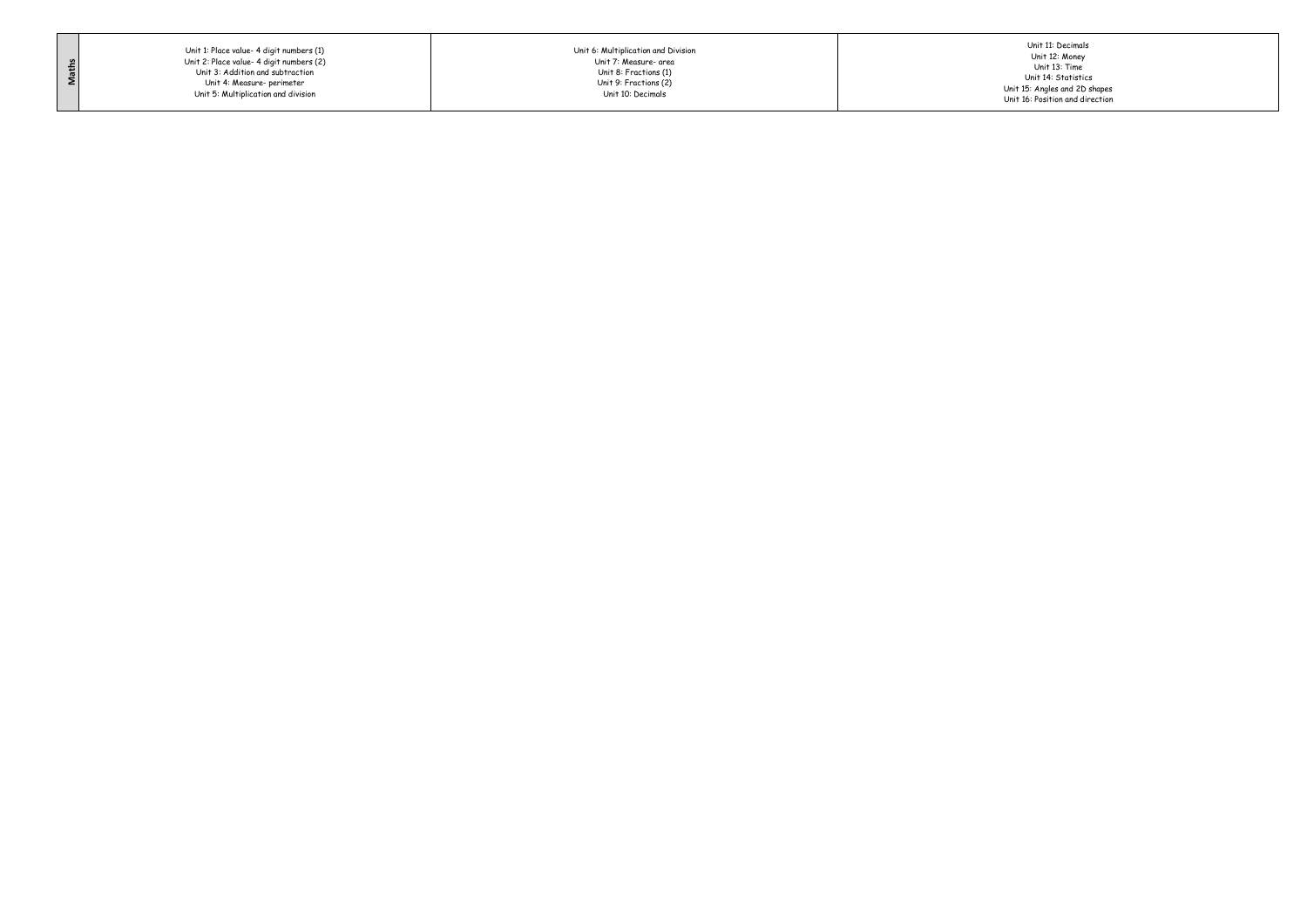| | | | |
|---|---|---|---|
| Maths | Unit 1: Place value- 4 digit numbers (1)<br>Unit 2: Place value- 4 digit numbers (2)<br>Unit 3: Addition and subtraction<br>Unit 4: Measure- perimeter<br>Unit 5: Multiplication and division | Unit 6: Multiplication and Division<br>Unit 7: Measure- area<br>Unit 8: Fractions (1)<br>Unit 9: Fractions (2)<br>Unit 10: Decimals | Unit 11: Decimals<br>Unit 12: Money<br>Unit 13: Time<br>Unit 14: Statistics<br>Unit 15: Angles and 2D shapes<br>Unit 16: Position and direction |